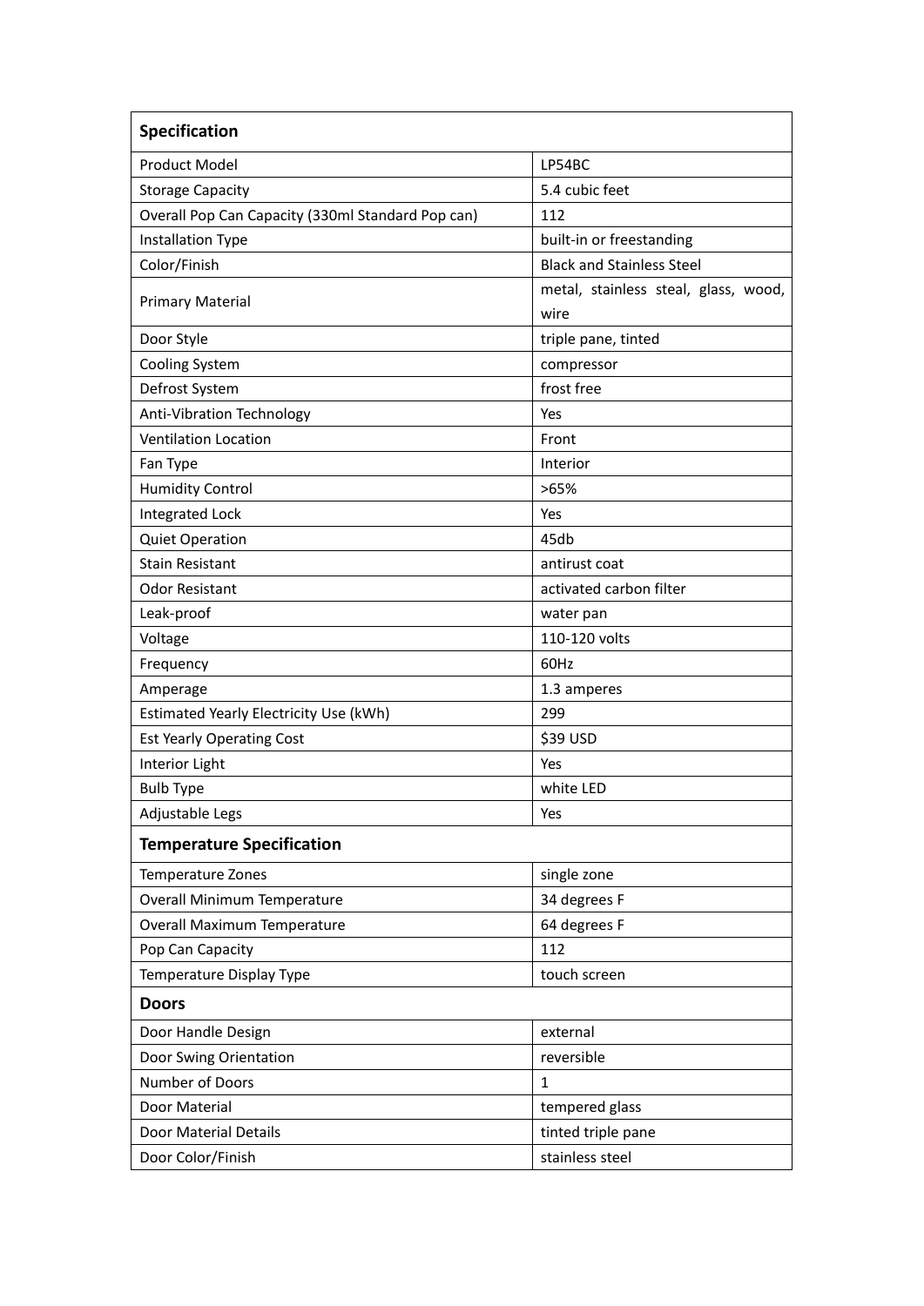| Specification | |
|---|---|
| Product Model | LP54BC |
| Storage Capacity | 5.4 cubic feet |
| Overall Pop Can Capacity (330ml Standard Pop can) | 112 |
| Installation Type | built-in or freestanding |
| Color/Finish | Black and Stainless Steel |
| Primary Material | metal, stainless steal, glass, wood, wire |
| Door Style | triple pane, tinted |
| Cooling System | compressor |
| Defrost System | frost free |
| Anti-Vibration Technology | Yes |
| Ventilation Location | Front |
| Fan Type | Interior |
| Humidity Control | >65% |
| Integrated Lock | Yes |
| Quiet Operation | 45db |
| Stain Resistant | antirust coat |
| Odor Resistant | activated carbon filter |
| Leak-proof | water pan |
| Voltage | 110-120 volts |
| Frequency | 60Hz |
| Amperage | 1.3 amperes |
| Estimated Yearly Electricity Use (kWh) | 299 |
| Est Yearly Operating Cost | $39 USD |
| Interior Light | Yes |
| Bulb Type | white LED |
| Adjustable Legs | Yes |
| **Temperature Specification** | |
| Temperature Zones | single zone |
| Overall Minimum Temperature | 34 degrees F |
| Overall Maximum Temperature | 64 degrees F |
| Pop Can Capacity | 112 |
| Temperature Display Type | touch screen |
| **Doors** | |
| Door Handle Design | external |
| Door Swing Orientation | reversible |
| Number of Doors | 1 |
| Door Material | tempered glass |
| Door Material Details | tinted triple pane |
| Door Color/Finish | stainless steel |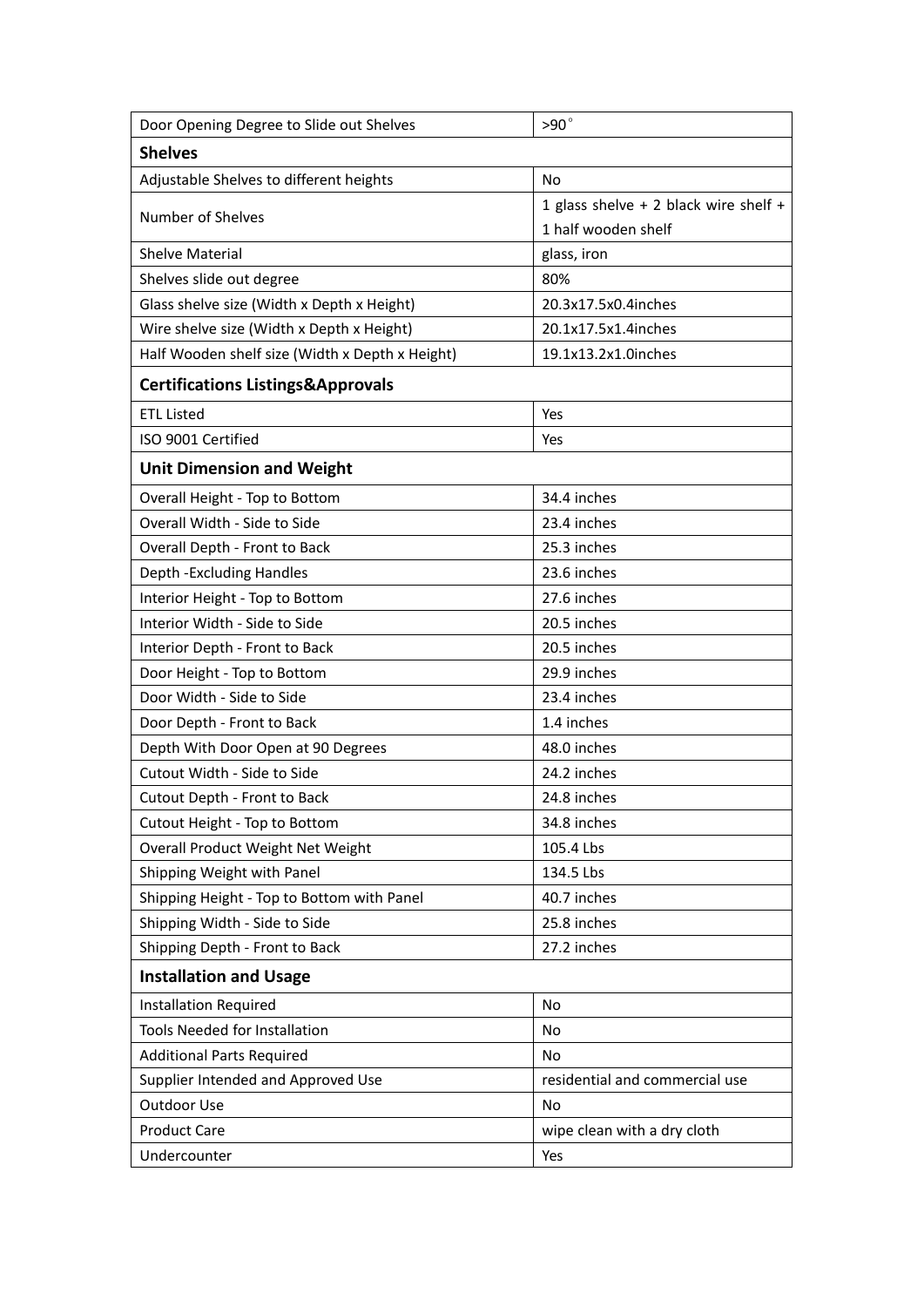| Door Opening Degree to Slide out Shelves | >90° |
|---|---|
| **Shelves** | |
| Adjustable Shelves to different heights | No |
| Number of Shelves | 1 glass shelve + 2 black wire shelf + 1 half wooden shelf |
| Shelve Material | glass, iron |
| Shelves slide out degree | 80% |
| Glass shelve size (Width x Depth x Height) | 20.3x17.5x0.4inches |
| Wire shelve size (Width x Depth x Height) | 20.1x17.5x1.4inches |
| Half Wooden shelf size (Width x Depth x Height) | 19.1x13.2x1.0inches |
| **Certifications Listings&Approvals** | |
| ETL Listed | Yes |
| ISO 9001 Certified | Yes |
| **Unit Dimension and Weight** | |
| Overall Height - Top to Bottom | 34.4 inches |
| Overall Width - Side to Side | 23.4 inches |
| Overall Depth - Front to Back | 25.3 inches |
| Depth -Excluding Handles | 23.6 inches |
| Interior Height - Top to Bottom | 27.6 inches |
| Interior Width - Side to Side | 20.5 inches |
| Interior Depth - Front to Back | 20.5 inches |
| Door Height - Top to Bottom | 29.9 inches |
| Door Width - Side to Side | 23.4 inches |
| Door Depth - Front to Back | 1.4 inches |
| Depth With Door Open at 90 Degrees | 48.0 inches |
| Cutout Width - Side to Side | 24.2 inches |
| Cutout Depth - Front to Back | 24.8 inches |
| Cutout Height - Top to Bottom | 34.8 inches |
| Overall Product Weight Net Weight | 105.4 Lbs |
| Shipping Weight with Panel | 134.5 Lbs |
| Shipping Height - Top to Bottom with Panel | 40.7 inches |
| Shipping Width - Side to Side | 25.8 inches |
| Shipping Depth - Front to Back | 27.2 inches |
| **Installation and Usage** | |
| Installation Required | No |
| Tools Needed for Installation | No |
| Additional Parts Required | No |
| Supplier Intended and Approved Use | residential and commercial use |
| Outdoor Use | No |
| Product Care | wipe clean with a dry cloth |
| Undercounter | Yes |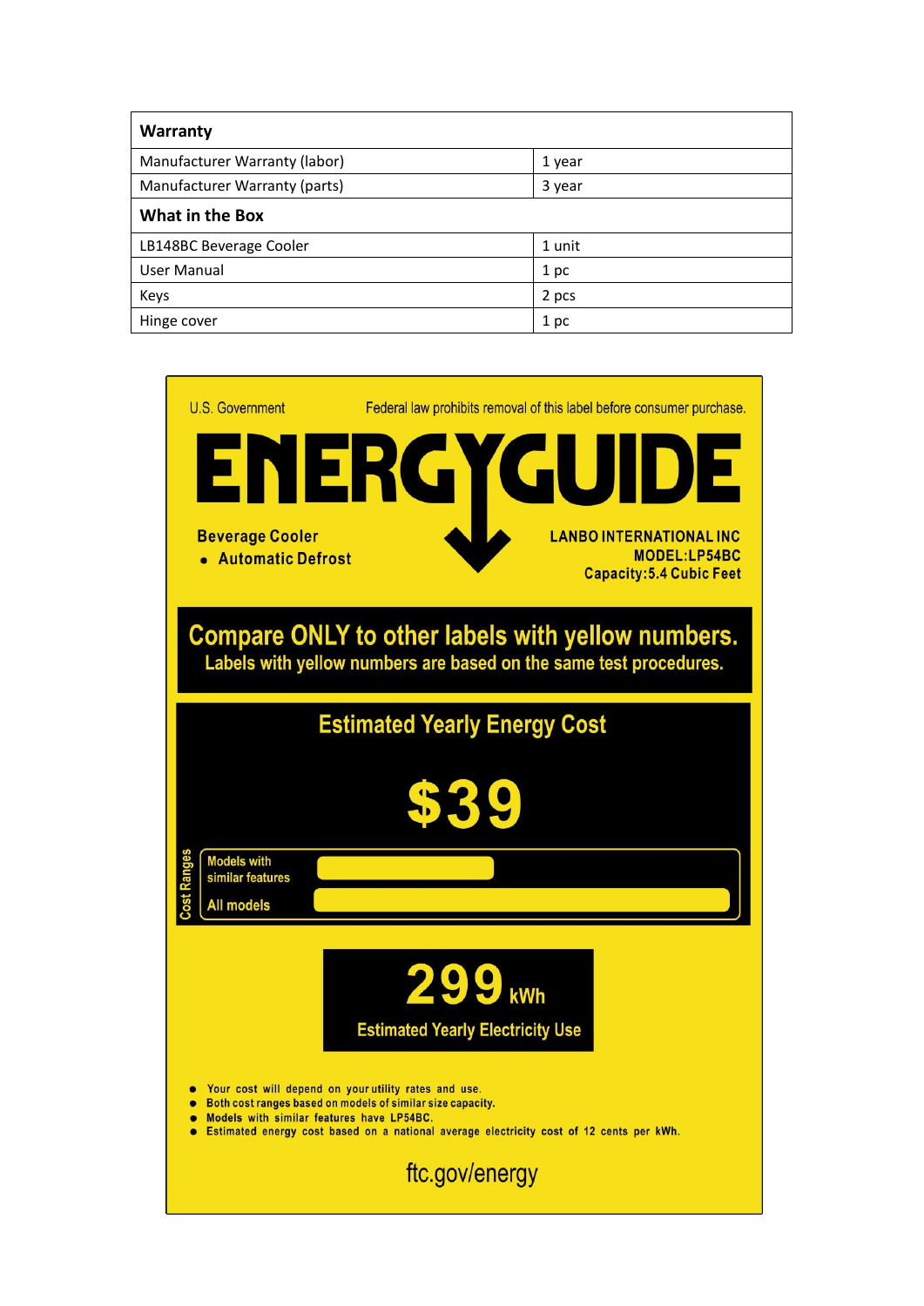| | |
|---|---|
| **Warranty** | |
| Manufacturer Warranty (labor) | 1 year |
| Manufacturer Warranty (parts) | 3 year |
| **What in the Box** | |
| LB148BC Beverage Cooler | 1 unit |
| User Manual | 1 pc |
| Keys | 2 pcs |
| Hinge cover | 1 pc |

U.S. Government

Federal law prohibits removal of this label before consumer purchase.

# ENERGYGUIDE

**Beverage Cooler**

- **Automatic Defrost**

**LANBO INTERNATIONAL INC**
**MODEL:LP54BC**
**Capacity:5.4 Cubic Feet**

**Compare ONLY to other labels with yellow numbers.**
**Labels with yellow numbers are based on the same test procedures.**

**Estimated Yearly Energy Cost**

**$39**

Cost Ranges

Models with similar features

All models

**299 kWh**

**Estimated Yearly Electricity Use**

- Your cost will depend on your utility rates and use.
- Both cost ranges based on models of similar size capacity.
- Models with similar features have LP54BC.
- Estimated energy cost based on a national average electricity cost of 12 cents per kWh.

ftc.gov/energy